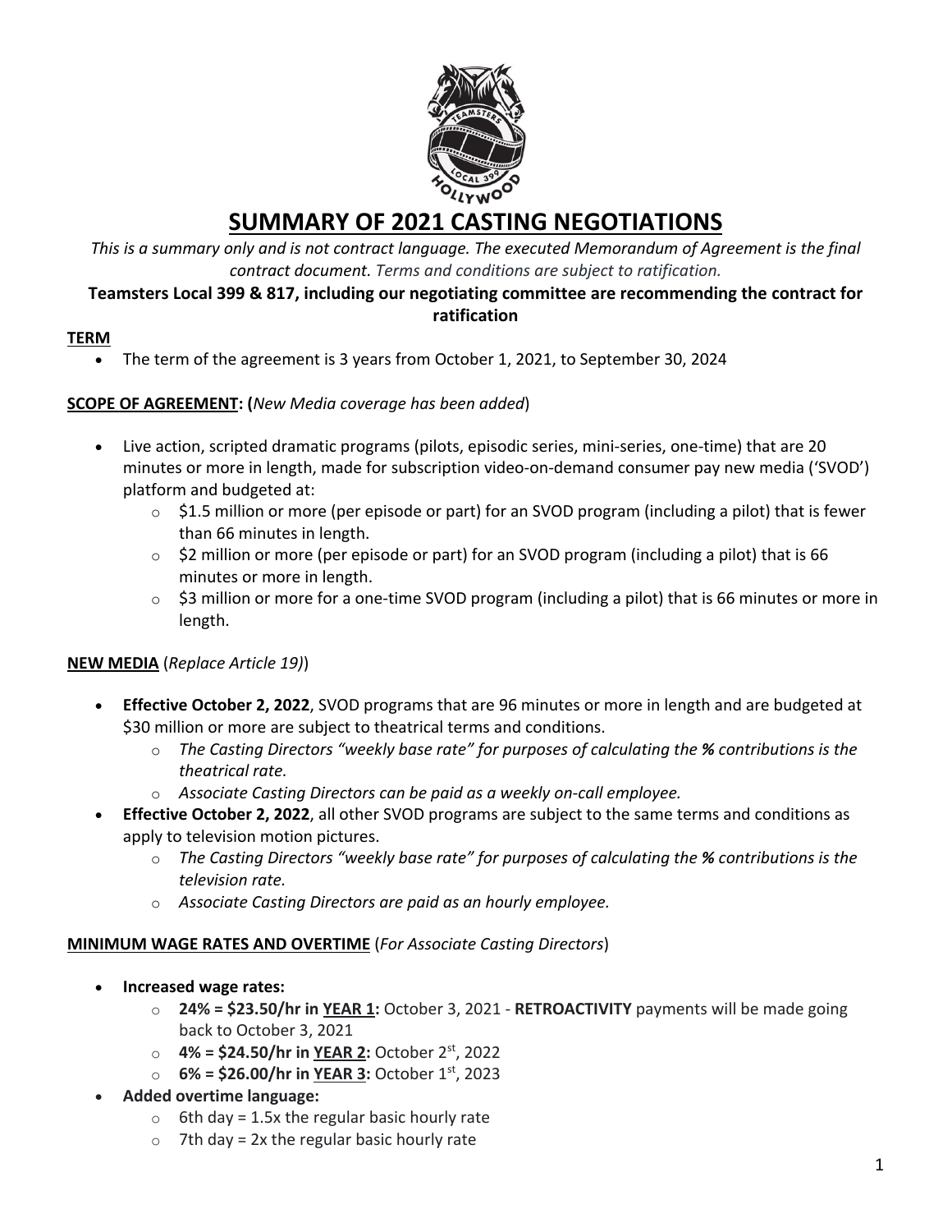# SUMMARY OF 2021 CASTING NEGOTIATIONS

*This is a summary only and is not contract language. The executed Memorandum of Agreement is the final contract document. Terms and conditions are subject to ratification.*

**Teamsters Local 399 & 817, including our negotiating committee are recommending the contract for ratification**

## TERM

- The term of the agreement is 3 years from October 1, 2021, to September 30, 2024

## SCOPE OF AGREEMENT: (*New Media coverage has been added*)

- Live action, scripted dramatic programs (pilots, episodic series, mini-series, one-time) that are 20 minutes or more in length, made for subscription video-on-demand consumer pay new media ('SVOD') platform and budgeted at:
  - $1.5 million or more (per episode or part) for an SVOD program (including a pilot) that is fewer than 66 minutes in length.
  - $2 million or more (per episode or part) for an SVOD program (including a pilot) that is 66 minutes or more in length.
  - $3 million or more for a one-time SVOD program (including a pilot) that is 66 minutes or more in length.

## NEW MEDIA (*Replace Article 19)*)

- **Effective October 2, 2022**, SVOD programs that are 96 minutes or more in length and are budgeted at $30 million or more are subject to theatrical terms and conditions.
  - *The Casting Directors "weekly base rate" for purposes of calculating the **%** contributions is the theatrical rate.*
  - *Associate Casting Directors can be paid as a weekly on-call employee.*
- **Effective October 2, 2022**, all other SVOD programs are subject to the same terms and conditions as apply to television motion pictures.
  - *The Casting Directors "weekly base rate" for purposes of calculating the **%** contributions is the television rate.*
  - *Associate Casting Directors are paid as an hourly employee.*

## MINIMUM WAGE RATES AND OVERTIME (*For Associate Casting Directors*)

- **Increased wage rates:**
  - **24% = $23.50/hr in YEAR 1:** October 3, 2021 - **RETROACTIVITY** payments will be made going back to October 3, 2021
  - **4% = $24.50/hr in YEAR 2:** October 2nd, 2022
  - **6% = $26.00/hr in YEAR 3:** October 1st, 2023
- **Added overtime language:**
  - 6th day = 1.5x the regular basic hourly rate
  - 7th day = 2x the regular basic hourly rate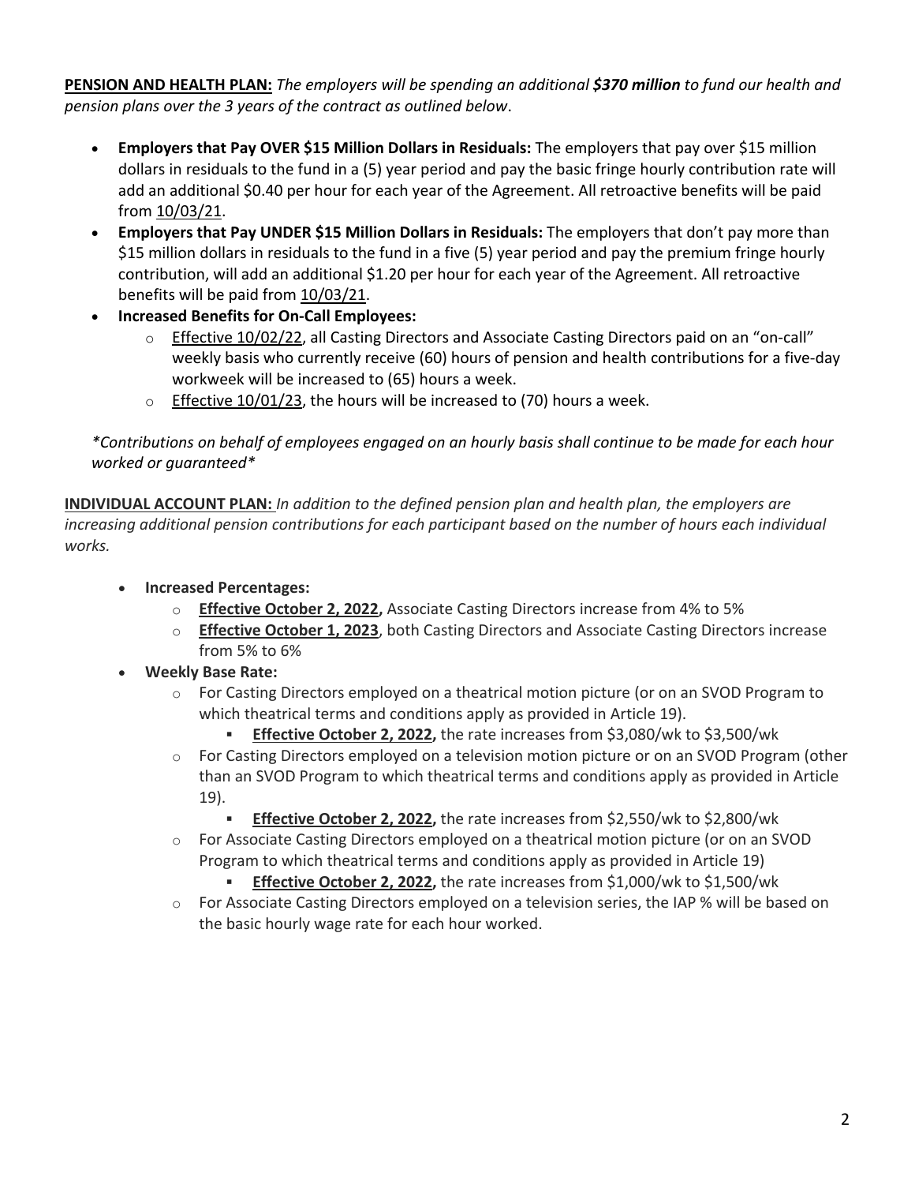**<u>PENSION AND HEALTH PLAN:</u>** *The employers will be spending an additional **$370 million** to fund our health and pension plans over the 3 years of the contract as outlined below*.

- **Employers that Pay OVER $15 Million Dollars in Residuals:** The employers that pay over $15 million dollars in residuals to the fund in a (5) year period and pay the basic fringe hourly contribution rate will add an additional $0.40 per hour for each year of the Agreement. All retroactive benefits will be paid from <u>10/03/21</u>.
- **Employers that Pay UNDER $15 Million Dollars in Residuals:** The employers that don't pay more than $15 million dollars in residuals to the fund in a five (5) year period and pay the premium fringe hourly contribution, will add an additional $1.20 per hour for each year of the Agreement. All retroactive benefits will be paid from <u>10/03/21</u>.
- **Increased Benefits for On-Call Employees:**
  - <u>Effective 10/02/22</u>, all Casting Directors and Associate Casting Directors paid on an "on-call" weekly basis who currently receive (60) hours of pension and health contributions for a five-day workweek will be increased to (65) hours a week.
  - <u>Effective 10/01/23</u>, the hours will be increased to (70) hours a week.

*\*Contributions on behalf of employees engaged on an hourly basis shall continue to be made for each hour worked or guaranteed\**

**<u>INDIVIDUAL ACCOUNT PLAN:</u>** *In addition to the defined pension plan and health plan, the employers are increasing additional pension contributions for each participant based on the number of hours each individual works.*

- **Increased Percentages:**
  - **<u>Effective October 2, 2022,</u>** Associate Casting Directors increase from 4% to 5%
  - **<u>Effective October 1, 2023</u>**, both Casting Directors and Associate Casting Directors increase from 5% to 6%
- **Weekly Base Rate:**
  - For Casting Directors employed on a theatrical motion picture (or on an SVOD Program to which theatrical terms and conditions apply as provided in Article 19).
    - **<u>Effective October 2, 2022,</u>** the rate increases from $3,080/wk to $3,500/wk
  - For Casting Directors employed on a television motion picture or on an SVOD Program (other than an SVOD Program to which theatrical terms and conditions apply as provided in Article 19).
    - **<u>Effective October 2, 2022,</u>** the rate increases from $2,550/wk to $2,800/wk
  - For Associate Casting Directors employed on a theatrical motion picture (or on an SVOD Program to which theatrical terms and conditions apply as provided in Article 19)
    - **<u>Effective October 2, 2022,</u>** the rate increases from $1,000/wk to $1,500/wk
  - For Associate Casting Directors employed on a television series, the IAP % will be based on the basic hourly wage rate for each hour worked.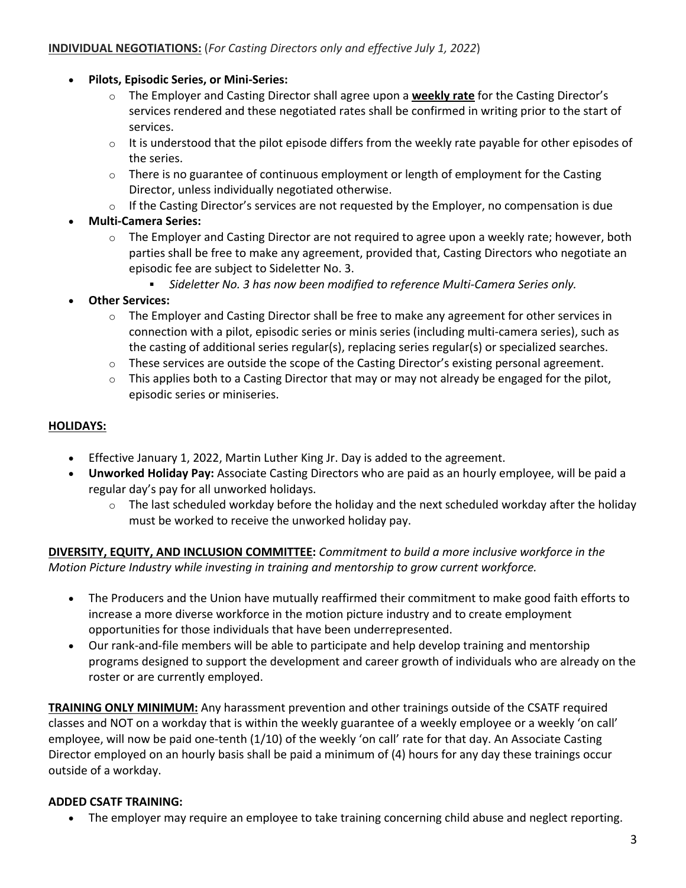**<u>INDIVIDUAL NEGOTIATIONS:</u>** (*For Casting Directors only and effective July 1, 2022*)

- **Pilots, Episodic Series, or Mini-Series:**
    - The Employer and Casting Director shall agree upon a **<u>weekly rate</u>** for the Casting Director's services rendered and these negotiated rates shall be confirmed in writing prior to the start of services.
    - It is understood that the pilot episode differs from the weekly rate payable for other episodes of the series.
    - There is no guarantee of continuous employment or length of employment for the Casting Director, unless individually negotiated otherwise.
    - If the Casting Director's services are not requested by the Employer, no compensation is due
- **Multi-Camera Series:**
    - The Employer and Casting Director are not required to agree upon a weekly rate; however, both parties shall be free to make any agreement, provided that, Casting Directors who negotiate an episodic fee are subject to Sideletter No. 3.
        - *Sideletter No. 3 has now been modified to reference Multi-Camera Series only.*
- **Other Services:**
    - The Employer and Casting Director shall be free to make any agreement for other services in connection with a pilot, episodic series or minis series (including multi-camera series), such as the casting of additional series regular(s), replacing series regular(s) or specialized searches.
    - These services are outside the scope of the Casting Director's existing personal agreement.
    - This applies both to a Casting Director that may or may not already be engaged for the pilot, episodic series or miniseries.

**<u>HOLIDAYS:</u>**

- Effective January 1, 2022, Martin Luther King Jr. Day is added to the agreement.
- **Unworked Holiday Pay:** Associate Casting Directors who are paid as an hourly employee, will be paid a regular day's pay for all unworked holidays.
    - The last scheduled workday before the holiday and the next scheduled workday after the holiday must be worked to receive the unworked holiday pay.

**<u>DIVERSITY, EQUITY, AND INCLUSION COMMITTEE</u>:** *Commitment to build a more inclusive workforce in the Motion Picture Industry while investing in training and mentorship to grow current workforce.*

- The Producers and the Union have mutually reaffirmed their commitment to make good faith efforts to increase a more diverse workforce in the motion picture industry and to create employment opportunities for those individuals that have been underrepresented.
- Our rank-and-file members will be able to participate and help develop training and mentorship programs designed to support the development and career growth of individuals who are already on the roster or are currently employed.

**<u>TRAINING ONLY MINIMUM:</u>** Any harassment prevention and other trainings outside of the CSATF required classes and NOT on a workday that is within the weekly guarantee of a weekly employee or a weekly 'on call' employee, will now be paid one-tenth (1/10) of the weekly 'on call' rate for that day. An Associate Casting Director employed on an hourly basis shall be paid a minimum of (4) hours for any day these trainings occur outside of a workday.

**ADDED CSATF TRAINING:**

- The employer may require an employee to take training concerning child abuse and neglect reporting.